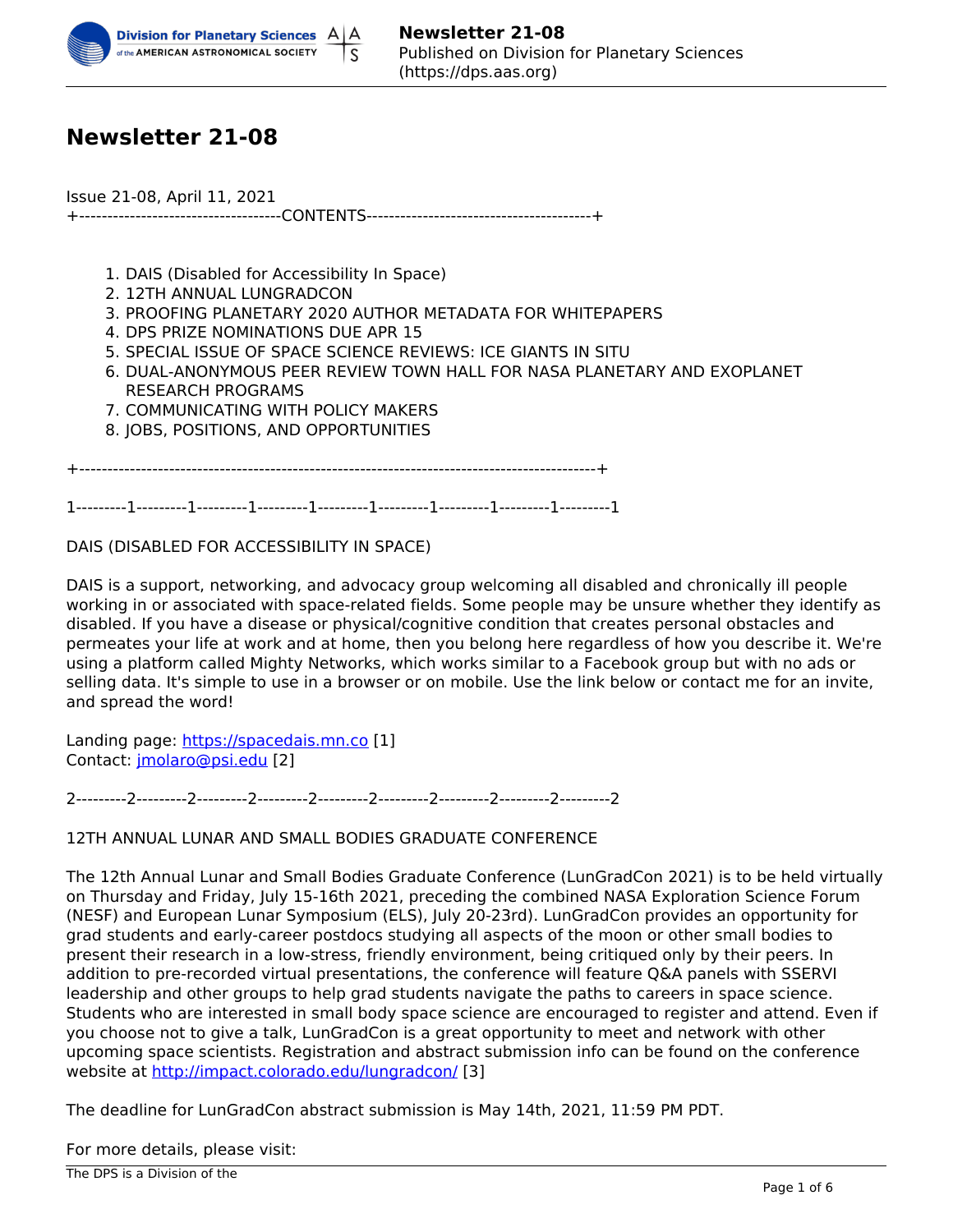# Newsletter 21-08

Issue 21-08, April 11, 2021
+------------------------------------CONTENTS----------------------------------------+

1. DAIS (Disabled for Accessibility In Space)
2. 12TH ANNUAL LUNGRADCON
3. PROOFING PLANETARY 2020 AUTHOR METADATA FOR WHITEPAPERS
4. DPS PRIZE NOMINATIONS DUE APR 15
5. SPECIAL ISSUE OF SPACE SCIENCE REVIEWS: ICE GIANTS IN SITU
6. DUAL-ANONYMOUS PEER REVIEW TOWN HALL FOR NASA PLANETARY AND EXOPLANET RESEARCH PROGRAMS
7. COMMUNICATING WITH POLICY MAKERS
8. JOBS, POSITIONS, AND OPPORTUNITIES

+------------------------------------------------------------------------------------------+

1---------1---------1---------1---------1---------1---------1---------1---------1---------1

DAIS (DISABLED FOR ACCESSIBILITY IN SPACE)

DAIS is a support, networking, and advocacy group welcoming all disabled and chronically ill people working in or associated with space-related fields. Some people may be unsure whether they identify as disabled. If you have a disease or physical/cognitive condition that creates personal obstacles and permeates your life at work and at home, then you belong here regardless of how you describe it. We're using a platform called Mighty Networks, which works similar to a Facebook group but with no ads or selling data. It's simple to use in a browser or on mobile. Use the link below or contact me for an invite, and spread the word!

Landing page: https://spacedais.mn.co [1]
Contact: jmolaro@psi.edu [2]

2---------2---------2---------2---------2---------2---------2---------2---------2---------2

12TH ANNUAL LUNAR AND SMALL BODIES GRADUATE CONFERENCE

The 12th Annual Lunar and Small Bodies Graduate Conference (LunGradCon 2021) is to be held virtually on Thursday and Friday, July 15-16th 2021, preceding the combined NASA Exploration Science Forum (NESF) and European Lunar Symposium (ELS), July 20-23rd). LunGradCon provides an opportunity for grad students and early-career postdocs studying all aspects of the moon or other small bodies to present their research in a low-stress, friendly environment, being critiqued only by their peers. In addition to pre-recorded virtual presentations, the conference will feature Q&A panels with SSERVI leadership and other groups to help grad students navigate the paths to careers in space science. Students who are interested in small body space science are encouraged to register and attend. Even if you choose not to give a talk, LunGradCon is a great opportunity to meet and network with other upcoming space scientists. Registration and abstract submission info can be found on the conference website at http://impact.colorado.edu/lungradcon/ [3]

The deadline for LunGradCon abstract submission is May 14th, 2021, 11:59 PM PDT.

For more details, please visit: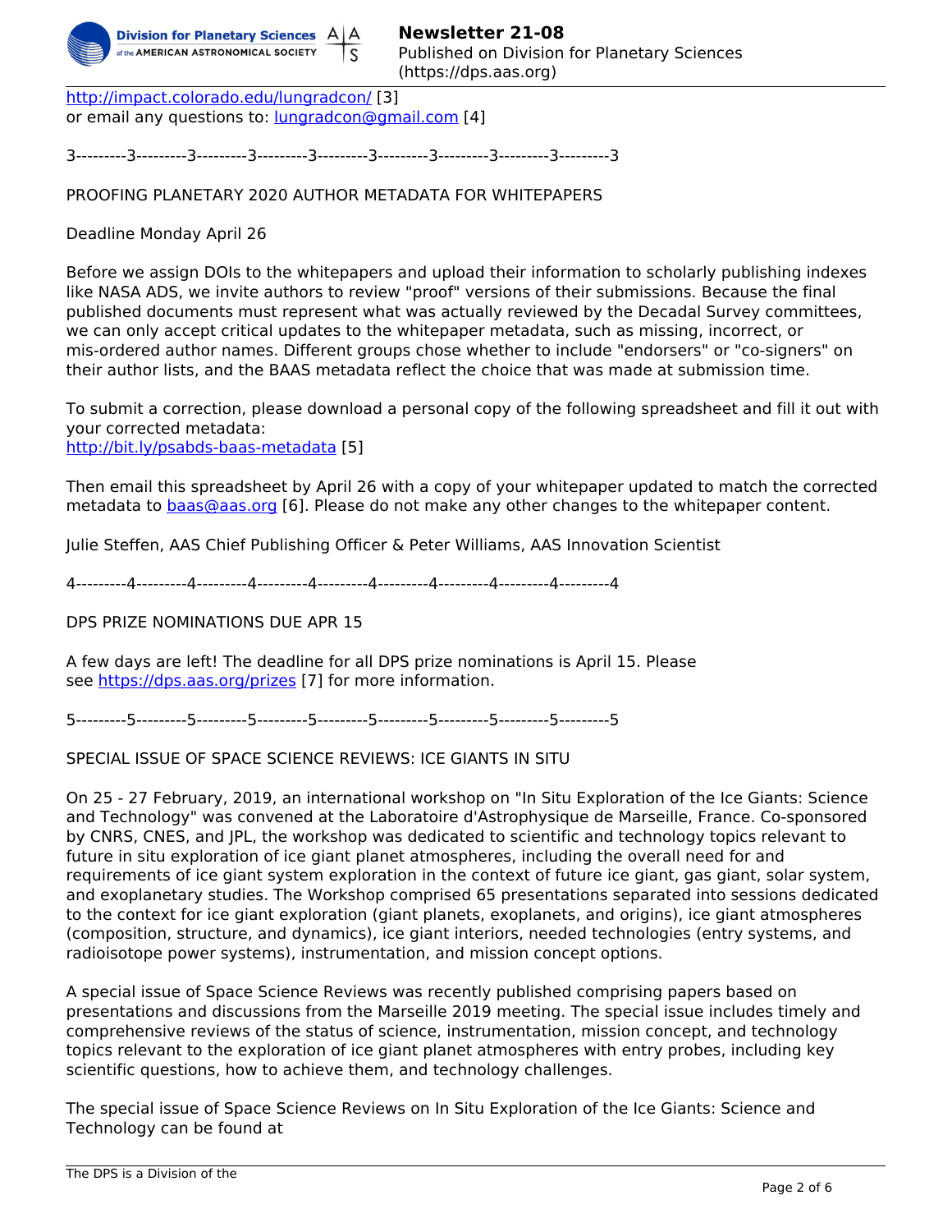http://impact.colorado.edu/lungradcon/ [3]
or email any questions to: lungradcon@gmail.com [4]

3---------3---------3---------3---------3---------3---------3---------3---------3---------3

PROOFING PLANETARY 2020 AUTHOR METADATA FOR WHITEPAPERS

Deadline Monday April 26

Before we assign DOIs to the whitepapers and upload their information to scholarly publishing indexes like NASA ADS, we invite authors to review "proof" versions of their submissions. Because the final published documents must represent what was actually reviewed by the Decadal Survey committees, we can only accept critical updates to the whitepaper metadata, such as missing, incorrect, or mis-ordered author names. Different groups chose whether to include "endorsers" or "co-signers" on their author lists, and the BAAS metadata reflect the choice that was made at submission time.

To submit a correction, please download a personal copy of the following spreadsheet and fill it out with your corrected metadata:
http://bit.ly/psabds-baas-metadata [5]

Then email this spreadsheet by April 26 with a copy of your whitepaper updated to match the corrected metadata to baas@aas.org [6]. Please do not make any other changes to the whitepaper content.

Julie Steffen, AAS Chief Publishing Officer & Peter Williams, AAS Innovation Scientist

4---------4---------4---------4---------4---------4---------4---------4---------4---------4

DPS PRIZE NOMINATIONS DUE APR 15

A few days are left! The deadline for all DPS prize nominations is April 15. Please see https://dps.aas.org/prizes [7] for more information.

5---------5---------5---------5---------5---------5---------5---------5---------5---------5

SPECIAL ISSUE OF SPACE SCIENCE REVIEWS: ICE GIANTS IN SITU

On 25 - 27 February, 2019, an international workshop on "In Situ Exploration of the Ice Giants: Science and Technology" was convened at the Laboratoire d'Astrophysique de Marseille, France. Co-sponsored by CNRS, CNES, and JPL, the workshop was dedicated to scientific and technology topics relevant to future in situ exploration of ice giant planet atmospheres, including the overall need for and requirements of ice giant system exploration in the context of future ice giant, gas giant, solar system, and exoplanetary studies. The Workshop comprised 65 presentations separated into sessions dedicated to the context for ice giant exploration (giant planets, exoplanets, and origins), ice giant atmospheres (composition, structure, and dynamics), ice giant interiors, needed technologies (entry systems, and radioisotope power systems), instrumentation, and mission concept options.

A special issue of Space Science Reviews was recently published comprising papers based on presentations and discussions from the Marseille 2019 meeting. The special issue includes timely and comprehensive reviews of the status of science, instrumentation, mission concept, and technology topics relevant to the exploration of ice giant planet atmospheres with entry probes, including key scientific questions, how to achieve them, and technology challenges.

The special issue of Space Science Reviews on In Situ Exploration of the Ice Giants: Science and Technology can be found at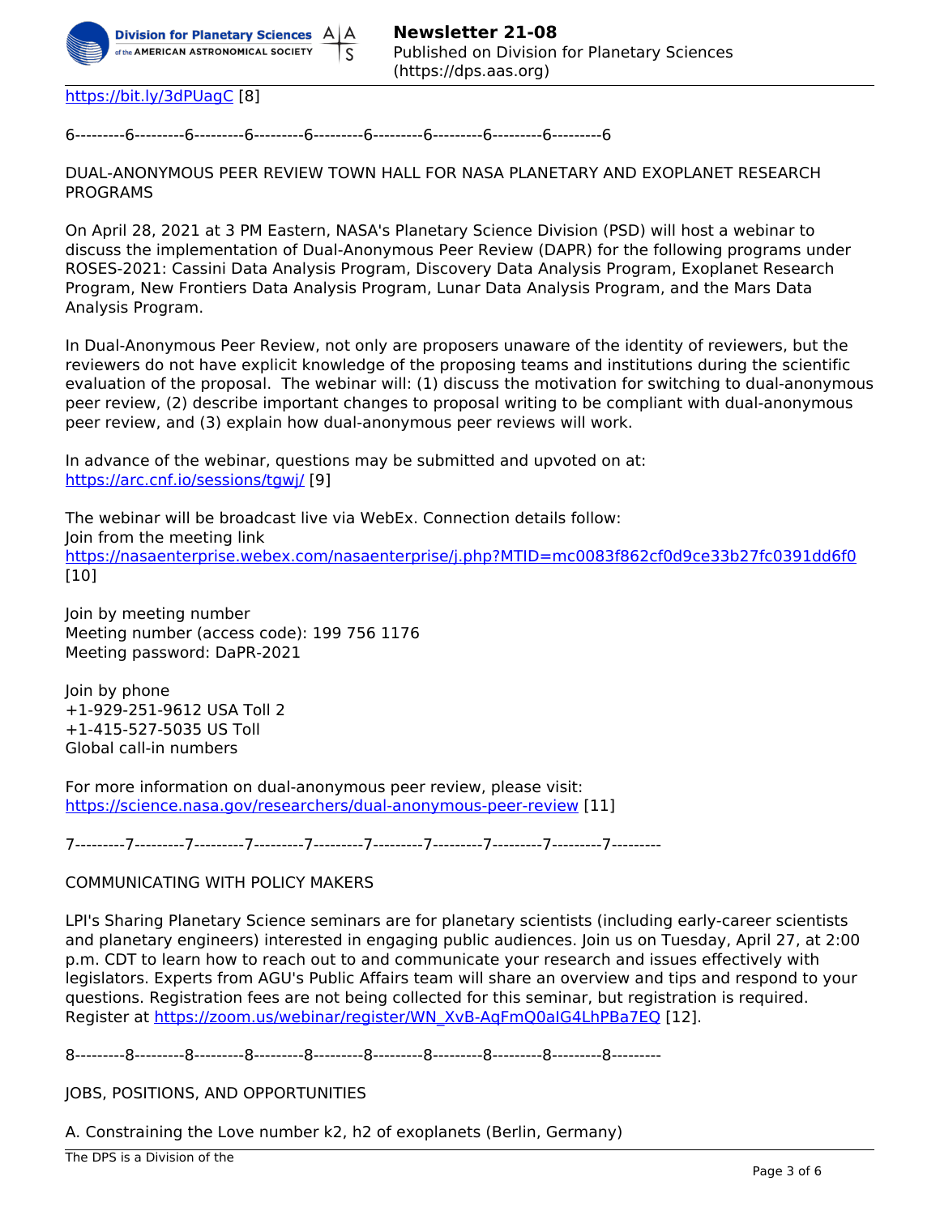https://bit.ly/3dPUagC [8]

6---------6---------6---------6---------6---------6---------6---------6---------6---------6

DUAL-ANONYMOUS PEER REVIEW TOWN HALL FOR NASA PLANETARY AND EXOPLANET RESEARCH PROGRAMS

On April 28, 2021 at 3 PM Eastern, NASA's Planetary Science Division (PSD) will host a webinar to discuss the implementation of Dual-Anonymous Peer Review (DAPR) for the following programs under ROSES-2021: Cassini Data Analysis Program, Discovery Data Analysis Program, Exoplanet Research Program, New Frontiers Data Analysis Program, Lunar Data Analysis Program, and the Mars Data Analysis Program.

In Dual-Anonymous Peer Review, not only are proposers unaware of the identity of reviewers, but the reviewers do not have explicit knowledge of the proposing teams and institutions during the scientific evaluation of the proposal. The webinar will: (1) discuss the motivation for switching to dual-anonymous peer review, (2) describe important changes to proposal writing to be compliant with dual-anonymous peer review, and (3) explain how dual-anonymous peer reviews will work.

In advance of the webinar, questions may be submitted and upvoted on at: https://arc.cnf.io/sessions/tgwj/ [9]

The webinar will be broadcast live via WebEx. Connection details follow:
Join from the meeting link
https://nasaenterprise.webex.com/nasaenterprise/j.php?MTID=mc0083f862cf0d9ce33b27fc0391dd6f0 [10]

Join by meeting number
Meeting number (access code): 199 756 1176
Meeting password: DaPR-2021

Join by phone
+1-929-251-9612 USA Toll 2
+1-415-527-5035 US Toll
Global call-in numbers

For more information on dual-anonymous peer review, please visit: https://science.nasa.gov/researchers/dual-anonymous-peer-review [11]

7---------7---------7---------7---------7---------7---------7---------7---------7---------7---------

COMMUNICATING WITH POLICY MAKERS

LPI's Sharing Planetary Science seminars are for planetary scientists (including early-career scientists and planetary engineers) interested in engaging public audiences. Join us on Tuesday, April 27, at 2:00 p.m. CDT to learn how to reach out to and communicate your research and issues effectively with legislators. Experts from AGU's Public Affairs team will share an overview and tips and respond to your questions. Registration fees are not being collected for this seminar, but registration is required. Register at https://zoom.us/webinar/register/WN_XvB-AqFmQ0aIG4LhPBa7EQ [12].

8---------8---------8---------8---------8---------8---------8---------8---------8---------8---------

JOBS, POSITIONS, AND OPPORTUNITIES

A. Constraining the Love number k2, h2 of exoplanets (Berlin, Germany)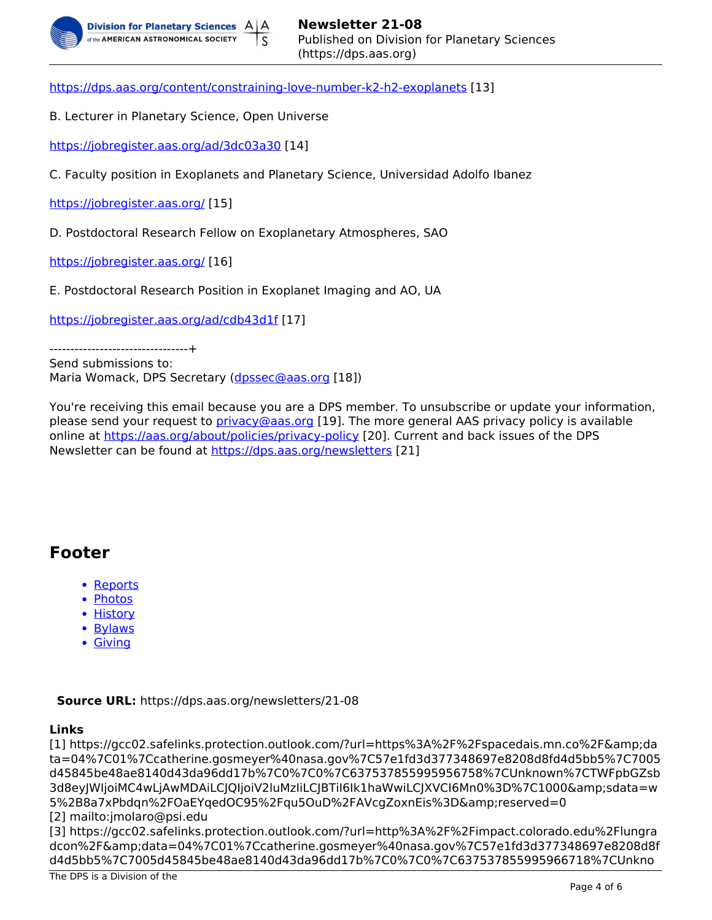https://dps.aas.org/content/constraining-love-number-k2-h2-exoplanets [13]

B. Lecturer in Planetary Science, Open Universe

https://jobregister.aas.org/ad/3dc03a30 [14]

C. Faculty position in Exoplanets and Planetary Science, Universidad Adolfo Ibanez

https://jobregister.aas.org/ [15]

D. Postdoctoral Research Fellow on Exoplanetary Atmospheres, SAO

https://jobregister.aas.org/ [16]

E. Postdoctoral Research Position in Exoplanet Imaging and AO, UA

https://jobregister.aas.org/ad/cdb43d1f [17]

---------------------------------+
Send submissions to:
Maria Womack, DPS Secretary (dpssec@aas.org [18])

You're receiving this email because you are a DPS member. To unsubscribe or update your information, please send your request to privacy@aas.org [19]. The more general AAS privacy policy is available online at https://aas.org/about/policies/privacy-policy [20]. Current and back issues of the DPS Newsletter can be found at https://dps.aas.org/newsletters [21]

## Footer

- Reports
- Photos
- History
- Bylaws
- Giving

**Source URL:** https://dps.aas.org/newsletters/21-08

**Links**
[1] https://gcc02.safelinks.protection.outlook.com/?url=https%3A%2F%2Fspacedais.mn.co%2F&amp;data=04%7C01%7Ccatherine.gosmeyer%40nasa.gov%7C57e1fd3d377348697e8208d8fd4d5bb5%7C7005d45845be48ae8140d43da96dd17b%7C0%7C0%7C637537855995956758%7CUnknown%7CTWFpbGZsb3d8eyJWIjoiMC4wLjAwMDAiLCJQIjoiV2luMzIiLCJBTiI6Ik1haWwiLCJXVCI6Mn0%3D%7C1000&amp;sdata=w5%2B8a7xPbdqn%2FOaEYqedOC95%2Fqu5OuD%2FAVcgZoxnEis%3D&amp;reserved=0
[2] mailto:jmolaro@psi.edu
[3] https://gcc02.safelinks.protection.outlook.com/?url=http%3A%2F%2Fimpact.colorado.edu%2Flungradcon%2F&amp;data=04%7C01%7Ccatherine.gosmeyer%40nasa.gov%7C57e1fd3d377348697e8208d8fd4d5bb5%7C7005d45845be48ae8140d43da96dd17b%7C0%7C0%7C637537855995966718%7CUnkno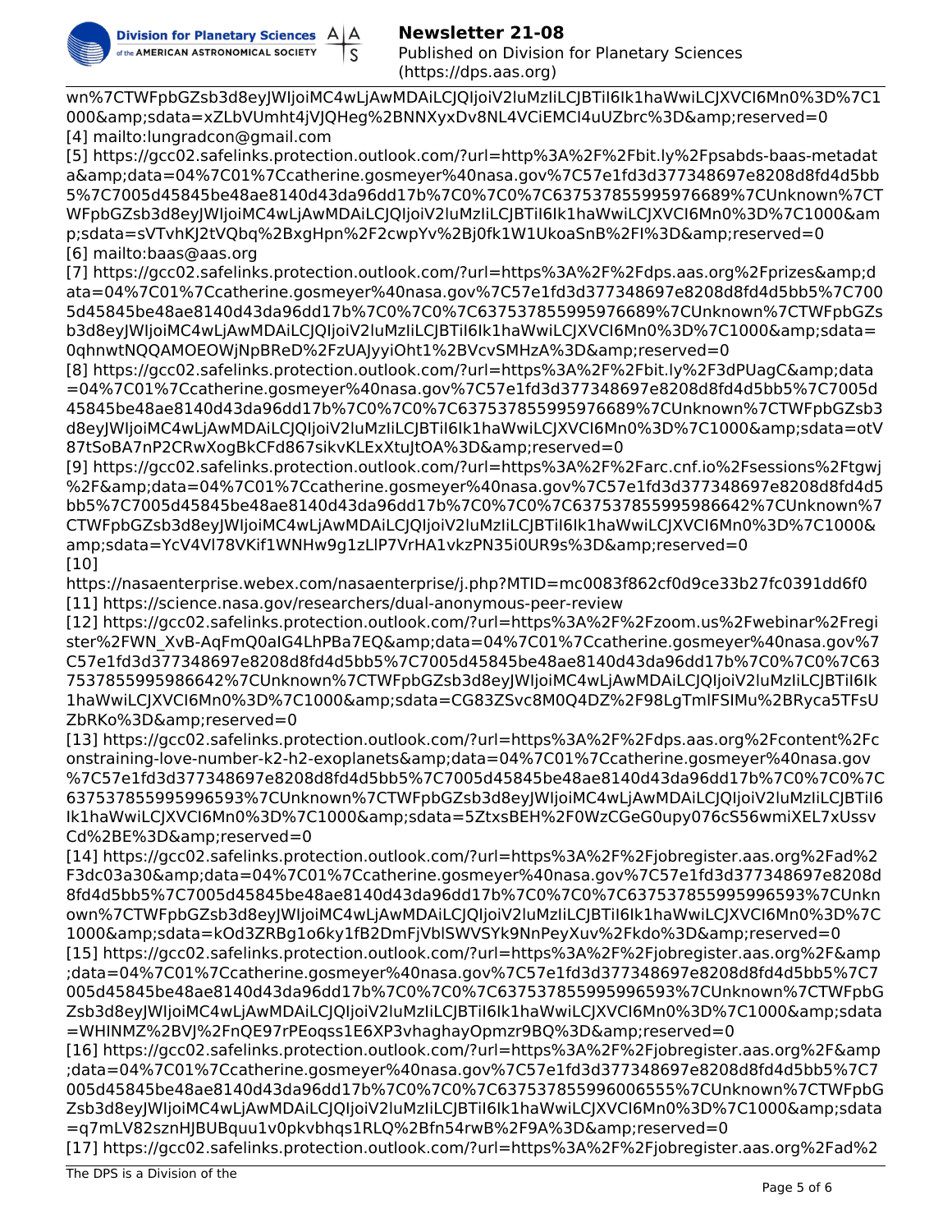wn%7CTWFpbGZsb3d8eyJWIjoiMC4wLjAwMDAiLCJQIjoiV2luMzIiLCJBTiI6Ik1haWwiLCJXVCI6Mn0%3D%7C1000&amp;sdata=xZLbVUmht4jVJQHeg%2BNNXyxDv8NL4VCiEMCI4uUZbrc%3D&amp;reserved=0
[4] mailto:lungradcon@gmail.com
[5] https://gcc02.safelinks.protection.outlook.com/?url=http%3A%2F%2Fbit.ly%2Fpsabds-baas-metadata&amp;data=04%7C01%7Ccatherine.gosmeyer%40nasa.gov%7C57e1fd3d377348697e8208d8fd4d5bb5%7C7005d45845be48ae8140d43da96dd17b%7C0%7C0%7C637537855995976689%7CUnknown%7CTWFpbGZsb3d8eyJWIjoiMC4wLjAwMDAiLCJQIjoiV2luMzIiLCJBTiI6Ik1haWwiLCJXVCI6Mn0%3D%7C1000&amp;sdata=sVTvhKJ2tVQbq%2BxgHpn%2F2cwpYv%2Bj0fk1W1UkoaSnB%2FI%3D&amp;reserved=0
[6] mailto:baas@aas.org
[7] https://gcc02.safelinks.protection.outlook.com/?url=https%3A%2F%2Fdps.aas.org%2Fprizes&amp;data=04%7C01%7Ccatherine.gosmeyer%40nasa.gov%7C57e1fd3d377348697e8208d8fd4d5bb5%7C7005d45845be48ae8140d43da96dd17b%7C0%7C0%7C637537855995976689%7CUnknown%7CTWFpbGZsb3d8eyJWIjoiMC4wLjAwMDAiLCJQIjoiV2luMzIiLCJBTiI6Ik1haWwiLCJXVCI6Mn0%3D%7C1000&amp;sdata=0qhnwtNQQAMOEOWjNpBReD%2FzUAJyyiOht1%2BVcvSMHzA%3D&amp;reserved=0
[8] https://gcc02.safelinks.protection.outlook.com/?url=https%3A%2F%2Fbit.ly%2F3dPUagC&amp;data=04%7C01%7Ccatherine.gosmeyer%40nasa.gov%7C57e1fd3d377348697e8208d8fd4d5bb5%7C7005d45845be48ae8140d43da96dd17b%7C0%7C0%7C637537855995976689%7CUnknown%7CTWFpbGZsb3d8eyJWIjoiMC4wLjAwMDAiLCJQIjoiV2luMzIiLCJBTiI6Ik1haWwiLCJXVCI6Mn0%3D%7C1000&amp;sdata=otV87tSoBA7nP2CRwXogBkCFd867sikvKLExXtuJtOA%3D&amp;reserved=0
[9] https://gcc02.safelinks.protection.outlook.com/?url=https%3A%2F%2Farc.cnf.io%2Fsessions%2Ftgwj%2F&amp;data=04%7C01%7Ccatherine.gosmeyer%40nasa.gov%7C57e1fd3d377348697e8208d8fd4d5bb5%7C7005d45845be48ae8140d43da96dd17b%7C0%7C0%7C637537855995986642%7CUnknown%7CTWFpbGZsb3d8eyJWIjoiMC4wLjAwMDAiLCJQIjoiV2luMzIiLCJBTiI6Ik1haWwiLCJXVCI6Mn0%3D%7C1000&amp;sdata=YcV4Vl78VKif1WNHw9g1zLlP7VrHA1vkzPN35i0UR9s%3D&amp;reserved=0
[10]
https://nasaenterprise.webex.com/nasaenterprise/j.php?MTID=mc0083f862cf0d9ce33b27fc0391dd6f0
[11] https://science.nasa.gov/researchers/dual-anonymous-peer-review
[12] https://gcc02.safelinks.protection.outlook.com/?url=https%3A%2F%2Fzoom.us%2Fwebinar%2Fregister%2FWN_XvB-AqFmQ0aIG4LhPBa7EQ&amp;data=04%7C01%7Ccatherine.gosmeyer%40nasa.gov%7C57e1fd3d377348697e8208d8fd4d5bb5%7C7005d45845be48ae8140d43da96dd17b%7C0%7C0%7C637537855995986642%7CUnknown%7CTWFpbGZsb3d8eyJWIjoiMC4wLjAwMDAiLCJQIjoiV2luMzIiLCJBTiI6Ik1haWwiLCJXVCI6Mn0%3D%7C1000&amp;sdata=CG83ZSvc8M0Q4DZ%2F98LgTmlFSIMu%2BRyca5TFsUZbRKo%3D&amp;reserved=0
[13] https://gcc02.safelinks.protection.outlook.com/?url=https%3A%2F%2Fdps.aas.org%2Fcontent%2Fconstraining-love-number-k2-h2-exoplanets&amp;data=04%7C01%7Ccatherine.gosmeyer%40nasa.gov%7C57e1fd3d377348697e8208d8fd4d5bb5%7C7005d45845be48ae8140d43da96dd17b%7C0%7C0%7C637537855995996593%7CUnknown%7CTWFpbGZsb3d8eyJWIjoiMC4wLjAwMDAiLCJQIjoiV2luMzIiLCJBTiI6Ik1haWwiLCJXVCI6Mn0%3D%7C1000&amp;sdata=5ZtxsBEH%2F0WzCGeG0upy076cS56wmiXEL7xUssvCd%2BE%3D&amp;reserved=0
[14] https://gcc02.safelinks.protection.outlook.com/?url=https%3A%2F%2Fjobregister.aas.org%2Fad%2F3dc03a30&amp;data=04%7C01%7Ccatherine.gosmeyer%40nasa.gov%7C57e1fd3d377348697e8208d8fd4d5bb5%7C7005d45845be48ae8140d43da96dd17b%7C0%7C0%7C637537855995996593%7CUnknown%7CTWFpbGZsb3d8eyJWIjoiMC4wLjAwMDAiLCJQIjoiV2luMzIiLCJBTiI6Ik1haWwiLCJXVCI6Mn0%3D%7C1000&amp;sdata=kOd3ZRBg1o6ky1fB2DmFjVblSWVSYk9NnPeyXuv%2Fkdo%3D&amp;reserved=0
[15] https://gcc02.safelinks.protection.outlook.com/?url=https%3A%2F%2Fjobregister.aas.org%2F&amp;data=04%7C01%7Ccatherine.gosmeyer%40nasa.gov%7C57e1fd3d377348697e8208d8fd4d5bb5%7C7005d45845be48ae8140d43da96dd17b%7C0%7C0%7C637537855995996593%7CUnknown%7CTWFpbGZsb3d8eyJWIjoiMC4wLjAwMDAiLCJQIjoiV2luMzIiLCJBTiI6Ik1haWwiLCJXVCI6Mn0%3D%7C1000&amp;sdata=WHINMZ%2BVJ%2FnQE97rPEoqss1E6XP3vhaghayOpmzr9BQ%3D&amp;reserved=0
[16] https://gcc02.safelinks.protection.outlook.com/?url=https%3A%2F%2Fjobregister.aas.org%2F&amp;data=04%7C01%7Ccatherine.gosmeyer%40nasa.gov%7C57e1fd3d377348697e8208d8fd4d5bb5%7C7005d45845be48ae8140d43da96dd17b%7C0%7C0%7C637537855996006555%7CUnknown%7CTWFpbGZsb3d8eyJWIjoiMC4wLjAwMDAiLCJQIjoiV2luMzIiLCJBTiI6Ik1haWwiLCJXVCI6Mn0%3D%7C1000&amp;sdata=q7mLV82sznHJBUBquu1v0pkvbhqs1RLQ%2Bfn54rwB%2F9A%3D&amp;reserved=0
[17] https://gcc02.safelinks.protection.outlook.com/?url=https%3A%2F%2Fjobregister.aas.org%2Fad%2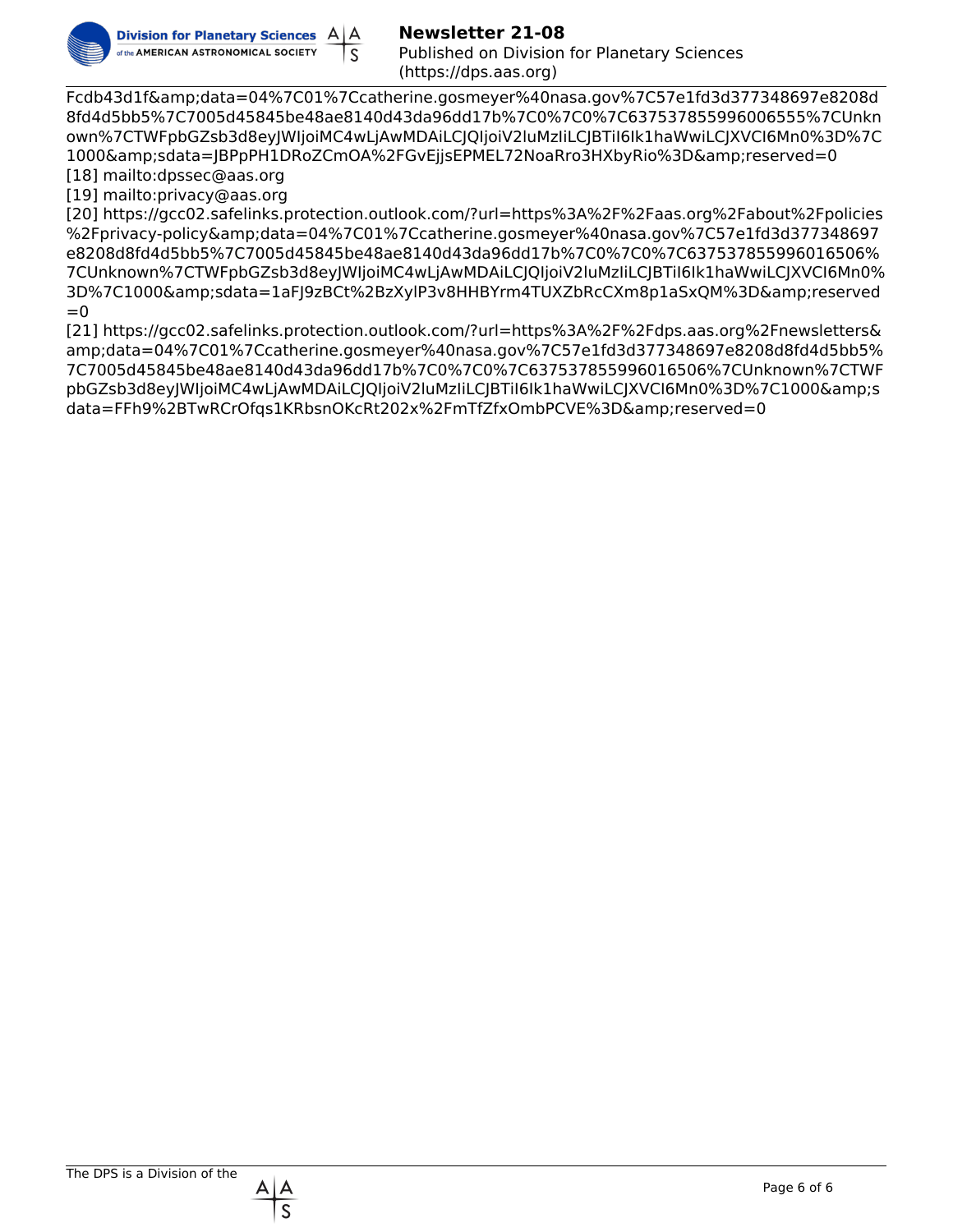Fcdb43d1f&amp;data=04%7C01%7Ccatherine.gosmeyer%40nasa.gov%7C57e1fd3d377348697e8208d8fd4d5bb5%7C7005d45845be48ae8140d43da96dd17b%7C0%7C0%7C637537855996006555%7CUnknown%7CTWFpbGZsb3d8eyJWIjoiMC4wLjAwMDAiLCJQIjoiV2luMzIiLCJBTiI6Ik1haWwiLCJXVCI6Mn0%3D%7C1000&amp;sdata=JBPpPH1DRoZCmOA%2FGvEjjsEPMEL72NoaRro3HXbyRio%3D&amp;reserved=0

[18] mailto:dpssec@aas.org

[19] mailto:privacy@aas.org

[20] https://gcc02.safelinks.protection.outlook.com/?url=https%3A%2F%2Faas.org%2Fabout%2Fpolicies%2Fprivacy-policy&amp;data=04%7C01%7Ccatherine.gosmeyer%40nasa.gov%7C57e1fd3d377348697e8208d8fd4d5bb5%7C7005d45845be48ae8140d43da96dd17b%7C0%7C0%7C637537855996016506%7CUnknown%7CTWFpbGZsb3d8eyJWIjoiMC4wLjAwMDAiLCJQIjoiV2luMzIiLCJBTiI6Ik1haWwiLCJXVCI6Mn0%3D%7C1000&amp;sdata=1aFJ9zBCt%2BzXylP3v8HHBYrm4TUXZbRcCXm8p1aSxQM%3D&amp;reserved=0

[21] https://gcc02.safelinks.protection.outlook.com/?url=https%3A%2F%2Fdps.aas.org%2Fnewsletters&amp;data=04%7C01%7Ccatherine.gosmeyer%40nasa.gov%7C57e1fd3d377348697e8208d8fd4d5bb5%7C7005d45845be48ae8140d43da96dd17b%7C0%7C0%7C637537855996016506%7CUnknown%7CTWFpbGZsb3d8eyJWIjoiMC4wLjAwMDAiLCJQIjoiV2luMzIiLCJBTiI6Ik1haWwiLCJXVCI6Mn0%3D%7C1000&amp;sdata=FFh9%2BTwRCrOfqs1KRbsnOKcRt202x%2FmTfZfxOmbPCVE%3D&amp;reserved=0